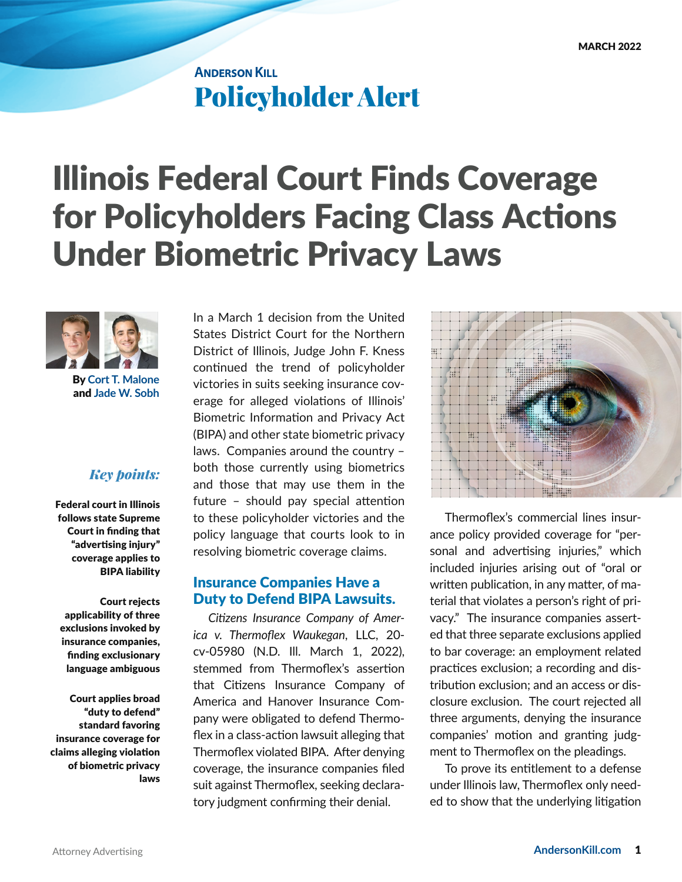MARCH 2022

**ANDERSON KILL**

# Policyholder Alert

# Illinois Federal Court Finds Coverage for Policyholders Facing Class Actions Under Biometric Privacy Laws

By Cort T. Malone and Jade W. Sobh

*Key points:*

**Federal court in Illinois follows state Supreme Court in finding that "advertising injury" coverage applies to BIPA liability**

**Court rejects applicability of three exclusions invoked by insurance companies, finding exclusionary language ambiguous**

**Court applies broad "duty to defend" standard favoring insurance coverage for claims alleging violation of biometric privacy laws**

In a March 1 decision from the United States District Court for the Northern District of Illinois, Judge John F. Kness continued the trend of policyholder victories in suits seeking insurance coverage for alleged violations of Illinois' Biometric Information and Privacy Act (BIPA) and other state biometric privacy laws. Companies around the country – both those currently using biometrics and those that may use them in the future – should pay special attention to these policyholder victories and the policy language that courts look to in resolving biometric coverage claims.

## Insurance Companies Have a Duty to Defend BIPA Lawsuits.

*Citizens Insurance Company of America v. Thermoflex Waukegan*, LLC, 20-cv-05980 (N.D. Ill. March 1, 2022), stemmed from Thermoflex's assertion that Citizens Insurance Company of America and Hanover Insurance Company were obligated to defend Thermoflex in a class-action lawsuit alleging that Thermoflex violated BIPA. After denying coverage, the insurance companies filed suit against Thermoflex, seeking declaratory judgment confirming their denial.

Thermoflex's commercial lines insurance policy provided coverage for "personal and advertising injuries," which included injuries arising out of "oral or written publication, in any matter, of material that violates a person's right of privacy." The insurance companies asserted that three separate exclusions applied to bar coverage: an employment related practices exclusion; a recording and distribution exclusion; and an access or disclosure exclusion. The court rejected all three arguments, denying the insurance companies' motion and granting judgment to Thermoflex on the pleadings.

To prove its entitlement to a defense under Illinois law, Thermoflex only needed to show that the underlying litigation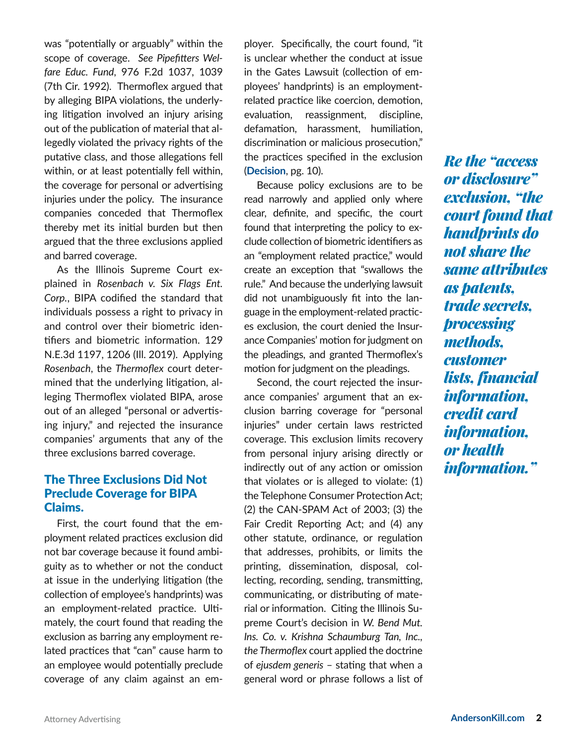was "potentially or arguably" within the scope of coverage. *See Pipefitters Welfare Educ. Fund*, 976 F.2d 1037, 1039 (7th Cir. 1992). Thermoflex argued that by alleging BIPA violations, the underlying litigation involved an injury arising out of the publication of material that allegedly violated the privacy rights of the putative class, and those allegations fell within, or at least potentially fell within, the coverage for personal or advertising injuries under the policy. The insurance companies conceded that Thermoflex thereby met its initial burden but then argued that the three exclusions applied and barred coverage.

As the Illinois Supreme Court explained in *Rosenbach v. Six Flags Ent. Corp.*, BIPA codified the standard that individuals possess a right to privacy in and control over their biometric identifiers and biometric information. 129 N.E.3d 1197, 1206 (Ill. 2019). Applying *Rosenbach*, the *Thermoflex* court determined that the underlying litigation, alleging Thermoflex violated BIPA, arose out of an alleged "personal or advertising injury," and rejected the insurance companies' arguments that any of the three exclusions barred coverage.

## The Three Exclusions Did Not Preclude Coverage for BIPA Claims.

First, the court found that the employment related practices exclusion did not bar coverage because it found ambiguity as to whether or not the conduct at issue in the underlying litigation (the collection of employee's handprints) was an employment-related practice. Ultimately, the court found that reading the exclusion as barring any employment related practices that "can" cause harm to an employee would potentially preclude coverage of any claim against an employer. Specifically, the court found, "it is unclear whether the conduct at issue in the Gates Lawsuit (collection of employees' handprints) is an employment-related practice like coercion, demotion, evaluation, reassignment, discipline, defamation, harassment, humiliation, discrimination or malicious prosecution," the practices specified in the exclusion (**Decision**, pg. 10).

Because policy exclusions are to be read narrowly and applied only where clear, definite, and specific, the court found that interpreting the policy to exclude collection of biometric identifiers as an "employment related practice," would create an exception that "swallows the rule." And because the underlying lawsuit did not unambiguously fit into the language in the employment-related practices exclusion, the court denied the Insurance Companies' motion for judgment on the pleadings, and granted Thermoflex's motion for judgment on the pleadings.

Second, the court rejected the insurance companies' argument that an exclusion barring coverage for "personal injuries" under certain laws restricted coverage. This exclusion limits recovery from personal injury arising directly or indirectly out of any action or omission that violates or is alleged to violate: (1) the Telephone Consumer Protection Act; (2) the CAN-SPAM Act of 2003; (3) the Fair Credit Reporting Act; and (4) any other statute, ordinance, or regulation that addresses, prohibits, or limits the printing, dissemination, disposal, collecting, recording, sending, transmitting, communicating, or distributing of material or information. Citing the Illinois Supreme Court's decision in *W. Bend Mut. Ins. Co. v. Krishna Schaumburg Tan, Inc.*, *the Thermoflex* court applied the doctrine of *ejusdem generis* – stating that when a general word or phrase follows a list of

***Re the "access or disclosure" exclusion, "the court found that handprints do not share the same attributes as patents, trade secrets, processing methods, customer lists, financial information, credit card information, or health information."***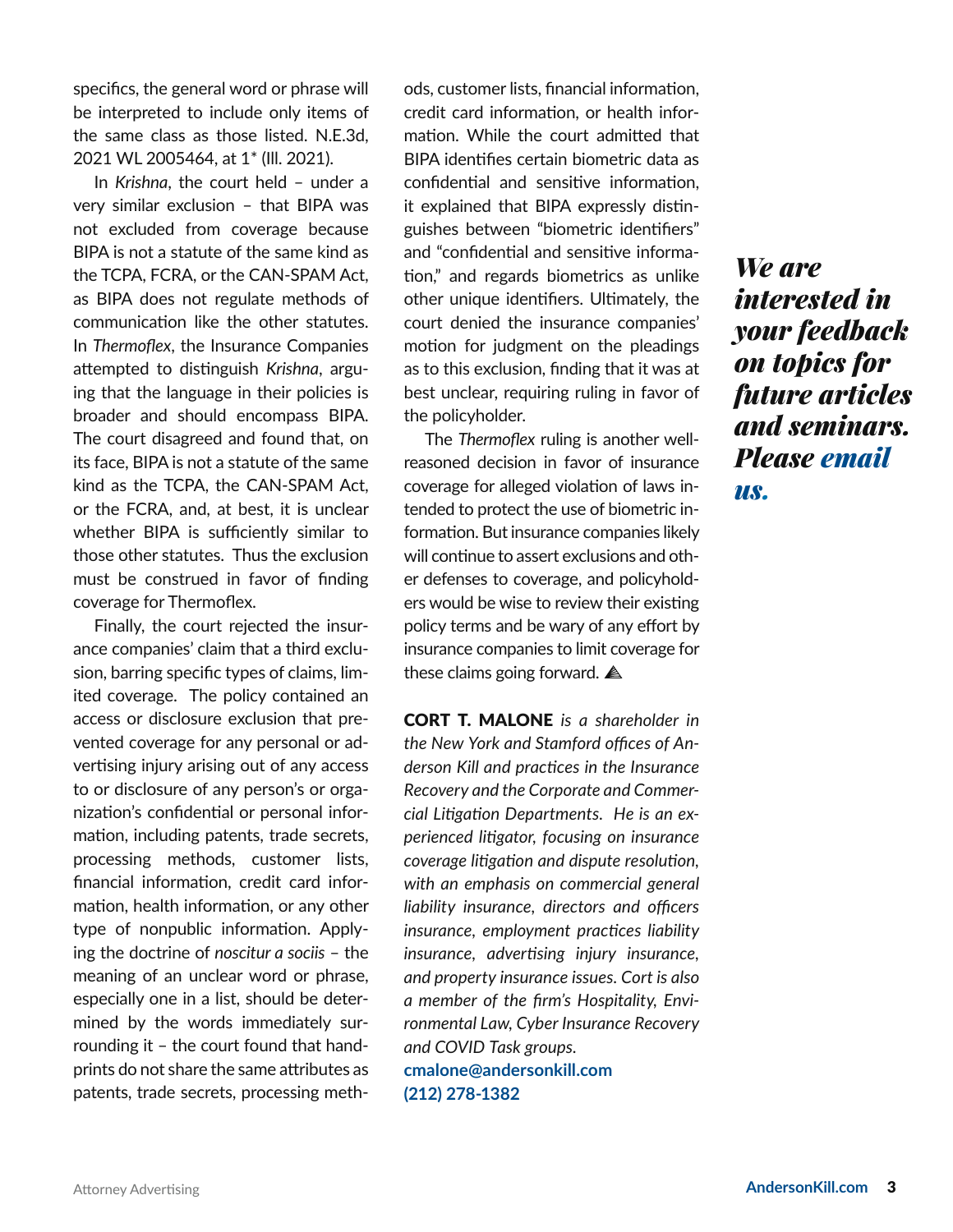specifics, the general word or phrase will be interpreted to include only items of the same class as those listed. N.E.3d, 2021 WL 2005464, at 1* (Ill. 2021).

In *Krishna*, the court held – under a very similar exclusion – that BIPA was not excluded from coverage because BIPA is not a statute of the same kind as the TCPA, FCRA, or the CAN-SPAM Act, as BIPA does not regulate methods of communication like the other statutes. In *Thermoflex*, the Insurance Companies attempted to distinguish *Krishna*, arguing that the language in their policies is broader and should encompass BIPA. The court disagreed and found that, on its face, BIPA is not a statute of the same kind as the TCPA, the CAN-SPAM Act, or the FCRA, and, at best, it is unclear whether BIPA is sufficiently similar to those other statutes. Thus the exclusion must be construed in favor of finding coverage for Thermoflex.

Finally, the court rejected the insurance companies' claim that a third exclusion, barring specific types of claims, limited coverage. The policy contained an access or disclosure exclusion that prevented coverage for any personal or advertising injury arising out of any access to or disclosure of any person's or organization's confidential or personal information, including patents, trade secrets, processing methods, customer lists, financial information, credit card information, health information, or any other type of nonpublic information. Applying the doctrine of *noscitur a sociis* – the meaning of an unclear word or phrase, especially one in a list, should be determined by the words immediately surrounding it – the court found that handprints do not share the same attributes as patents, trade secrets, processing methods, customer lists, financial information, credit card information, or health information. While the court admitted that BIPA identifies certain biometric data as confidential and sensitive information, it explained that BIPA expressly distinguishes between "biometric identifiers" and "confidential and sensitive information," and regards biometrics as unlike other unique identifiers. Ultimately, the court denied the insurance companies' motion for judgment on the pleadings as to this exclusion, finding that it was at best unclear, requiring ruling in favor of the policyholder.

The *Thermoflex* ruling is another well-reasoned decision in favor of insurance coverage for alleged violation of laws intended to protect the use of biometric information. But insurance companies likely will continue to assert exclusions and other defenses to coverage, and policyholders would be wise to review their existing policy terms and be wary of any effort by insurance companies to limit coverage for these claims going forward.

**CORT T. MALONE** *is a shareholder in the New York and Stamford offices of Anderson Kill and practices in the Insurance Recovery and the Corporate and Commercial Litigation Departments. He is an experienced litigator, focusing on insurance coverage litigation and dispute resolution, with an emphasis on commercial general liability insurance, directors and officers insurance, employment practices liability insurance, advertising injury insurance, and property insurance issues. Cort is also a member of the firm's Hospitality, Environmental Law, Cyber Insurance Recovery and COVID Task groups.*

**cmalone@andersonkill.com**
**(212) 278-1382**

***We are interested in your feedback on topics for future articles and seminars. Please email us.***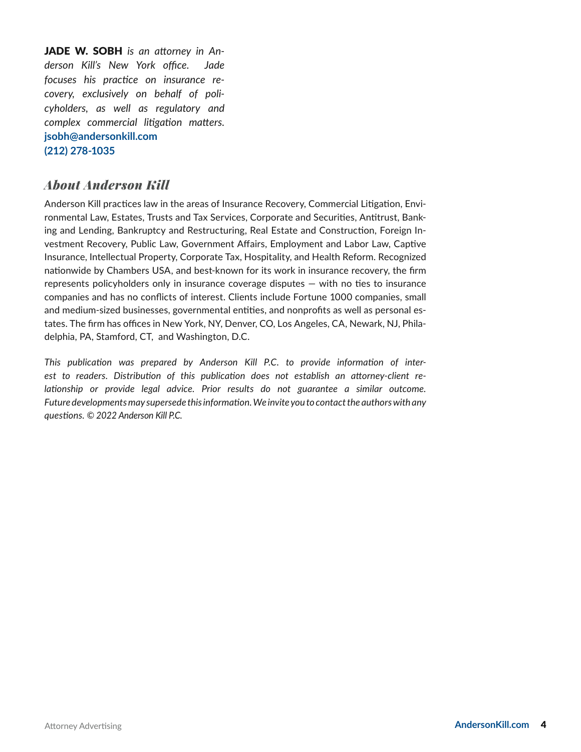**JADE W. SOBH** *is an attorney in Anderson Kill's New York office. Jade focuses his practice on insurance recovery, exclusively on behalf of policyholders, as well as regulatory and complex commercial litigation matters.*
**jsobh@andersonkill.com**
**(212) 278-1035**

## *About Anderson Kill*

Anderson Kill practices law in the areas of Insurance Recovery, Commercial Litigation, Environmental Law, Estates, Trusts and Tax Services, Corporate and Securities, Antitrust, Banking and Lending, Bankruptcy and Restructuring, Real Estate and Construction, Foreign Investment Recovery, Public Law, Government Affairs, Employment and Labor Law, Captive Insurance, Intellectual Property, Corporate Tax, Hospitality, and Health Reform. Recognized nationwide by Chambers USA, and best-known for its work in insurance recovery, the firm represents policyholders only in insurance coverage disputes — with no ties to insurance companies and has no conflicts of interest. Clients include Fortune 1000 companies, small and medium-sized businesses, governmental entities, and nonprofits as well as personal estates. The firm has offices in New York, NY, Denver, CO, Los Angeles, CA, Newark, NJ, Philadelphia, PA, Stamford, CT, and Washington, D.C.

*This publication was prepared by Anderson Kill P.C. to provide information of interest to readers. Distribution of this publication does not establish an attorney-client relationship or provide legal advice. Prior results do not guarantee a similar outcome. Future developments may supersede this information. We invite you to contact the authors with any questions. © 2022 Anderson Kill P.C.*